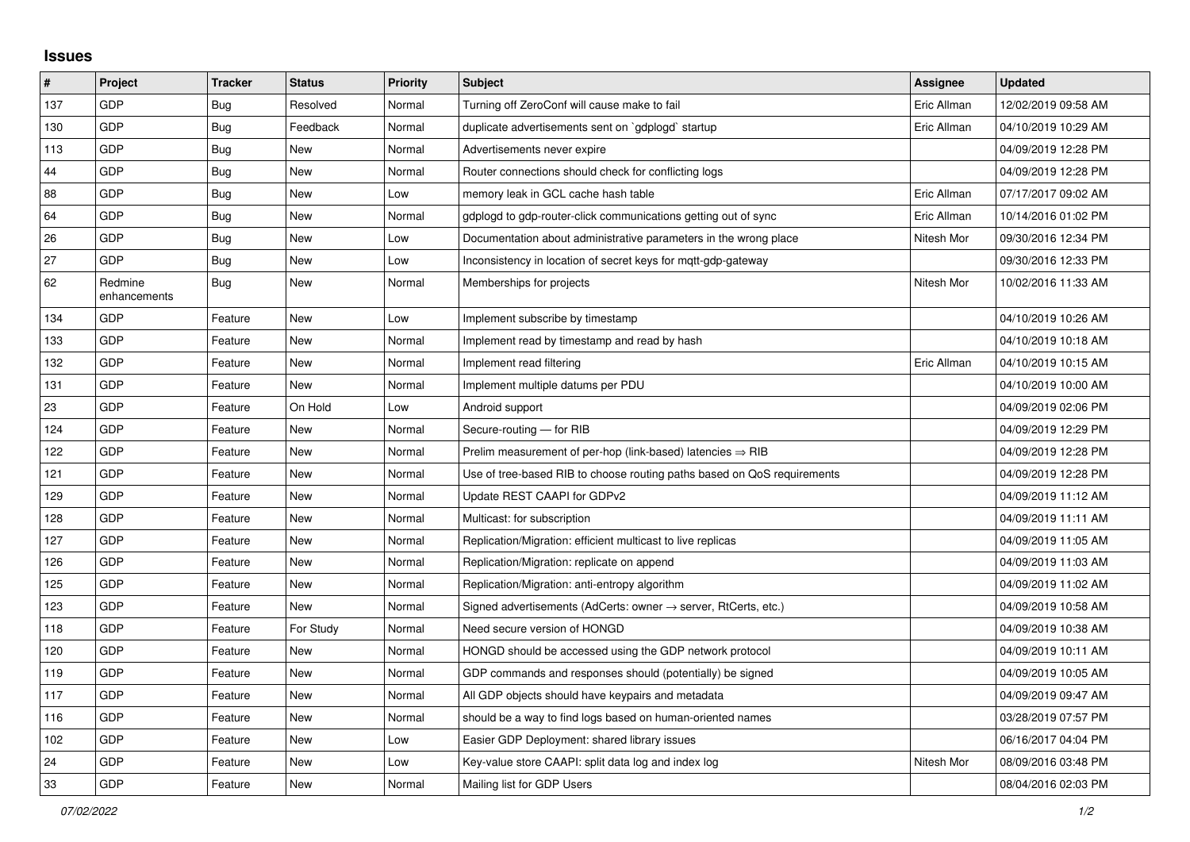## Issues

| # | Project | Tracker | Status | Priority | Subject | Assignee | Updated |
|---|---|---|---|---|---|---|---|
| 137 | GDP | Bug | Resolved | Normal | Turning off ZeroConf will cause make to fail | Eric Allman | 12/02/2019 09:58 AM |
| 130 | GDP | Bug | Feedback | Normal | duplicate advertisements sent on `gdplogd` startup | Eric Allman | 04/10/2019 10:29 AM |
| 113 | GDP | Bug | New | Normal | Advertisements never expire | | 04/09/2019 12:28 PM |
| 44 | GDP | Bug | New | Normal | Router connections should check for conflicting logs | | 04/09/2019 12:28 PM |
| 88 | GDP | Bug | New | Low | memory leak in GCL cache hash table | Eric Allman | 07/17/2017 09:02 AM |
| 64 | GDP | Bug | New | Normal | gdplogd to gdp-router-click communications getting out of sync | Eric Allman | 10/14/2016 01:02 PM |
| 26 | GDP | Bug | New | Low | Documentation about administrative parameters in the wrong place | Nitesh Mor | 09/30/2016 12:34 PM |
| 27 | GDP | Bug | New | Low | Inconsistency in location of secret keys for mqtt-gdp-gateway | | 09/30/2016 12:33 PM |
| 62 | Redmine enhancements | Bug | New | Normal | Memberships for projects | Nitesh Mor | 10/02/2016 11:33 AM |
| 134 | GDP | Feature | New | Low | Implement subscribe by timestamp | | 04/10/2019 10:26 AM |
| 133 | GDP | Feature | New | Normal | Implement read by timestamp and read by hash | | 04/10/2019 10:18 AM |
| 132 | GDP | Feature | New | Normal | Implement read filtering | Eric Allman | 04/10/2019 10:15 AM |
| 131 | GDP | Feature | New | Normal | Implement multiple datums per PDU | | 04/10/2019 10:00 AM |
| 23 | GDP | Feature | On Hold | Low | Android support | | 04/09/2019 02:06 PM |
| 124 | GDP | Feature | New | Normal | Secure-routing — for RIB | | 04/09/2019 12:29 PM |
| 122 | GDP | Feature | New | Normal | Prelim measurement of per-hop (link-based) latencies ⇒ RIB | | 04/09/2019 12:28 PM |
| 121 | GDP | Feature | New | Normal | Use of tree-based RIB to choose routing paths based on QoS requirements | | 04/09/2019 12:28 PM |
| 129 | GDP | Feature | New | Normal | Update REST CAAPI for GDPv2 | | 04/09/2019 11:12 AM |
| 128 | GDP | Feature | New | Normal | Multicast: for subscription | | 04/09/2019 11:11 AM |
| 127 | GDP | Feature | New | Normal | Replication/Migration: efficient multicast to live replicas | | 04/09/2019 11:05 AM |
| 126 | GDP | Feature | New | Normal | Replication/Migration: replicate on append | | 04/09/2019 11:03 AM |
| 125 | GDP | Feature | New | Normal | Replication/Migration: anti-entropy algorithm | | 04/09/2019 11:02 AM |
| 123 | GDP | Feature | New | Normal | Signed advertisements (AdCerts: owner → server, RtCerts, etc.) | | 04/09/2019 10:58 AM |
| 118 | GDP | Feature | For Study | Normal | Need secure version of HONGD | | 04/09/2019 10:38 AM |
| 120 | GDP | Feature | New | Normal | HONGD should be accessed using the GDP network protocol | | 04/09/2019 10:11 AM |
| 119 | GDP | Feature | New | Normal | GDP commands and responses should (potentially) be signed | | 04/09/2019 10:05 AM |
| 117 | GDP | Feature | New | Normal | All GDP objects should have keypairs and metadata | | 04/09/2019 09:47 AM |
| 116 | GDP | Feature | New | Normal | should be a way to find logs based on human-oriented names | | 03/28/2019 07:57 PM |
| 102 | GDP | Feature | New | Low | Easier GDP Deployment: shared library issues | | 06/16/2017 04:04 PM |
| 24 | GDP | Feature | New | Low | Key-value store CAAPI: split data log and index log | Nitesh Mor | 08/09/2016 03:48 PM |
| 33 | GDP | Feature | New | Normal | Mailing list for GDP Users | | 08/04/2016 02:03 PM |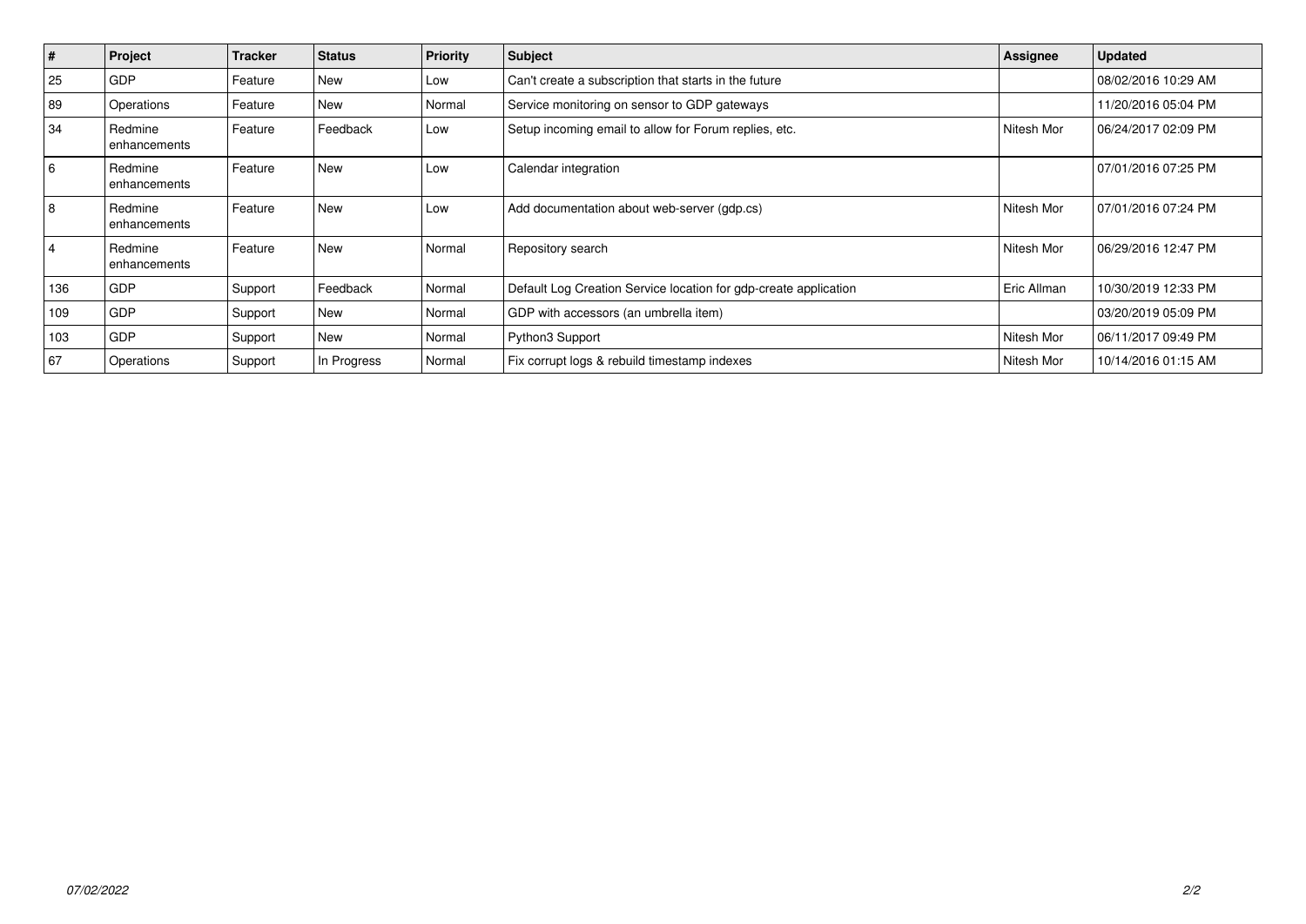| # | Project | Tracker | Status | Priority | Subject | Assignee | Updated |
| --- | --- | --- | --- | --- | --- | --- | --- |
| 25 | GDP | Feature | New | Low | Can't create a subscription that starts in the future | | 08/02/2016 10:29 AM |
| 89 | Operations | Feature | New | Normal | Service monitoring on sensor to GDP gateways | | 11/20/2016 05:04 PM |
| 34 | Redmine enhancements | Feature | Feedback | Low | Setup incoming email to allow for Forum replies, etc. | Nitesh Mor | 06/24/2017 02:09 PM |
| 6 | Redmine enhancements | Feature | New | Low | Calendar integration | | 07/01/2016 07:25 PM |
| 8 | Redmine enhancements | Feature | New | Low | Add documentation about web-server (gdp.cs) | Nitesh Mor | 07/01/2016 07:24 PM |
| 4 | Redmine enhancements | Feature | New | Normal | Repository search | Nitesh Mor | 06/29/2016 12:47 PM |
| 136 | GDP | Support | Feedback | Normal | Default Log Creation Service location for gdp-create application | Eric Allman | 10/30/2019 12:33 PM |
| 109 | GDP | Support | New | Normal | GDP with accessors (an umbrella item) | | 03/20/2019 05:09 PM |
| 103 | GDP | Support | New | Normal | Python3 Support | Nitesh Mor | 06/11/2017 09:49 PM |
| 67 | Operations | Support | In Progress | Normal | Fix corrupt logs & rebuild timestamp indexes | Nitesh Mor | 10/14/2016 01:15 AM |

*07/02/2022*